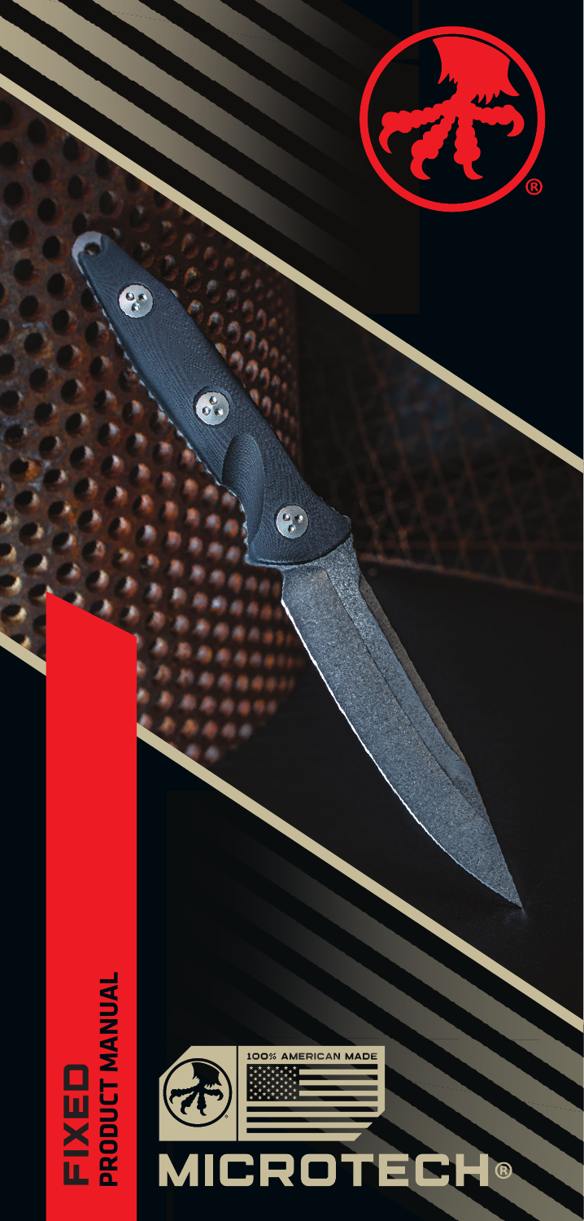# FIXED
## PRODUCT MANUAL

100% AMERICAN MADE

MICROTECH®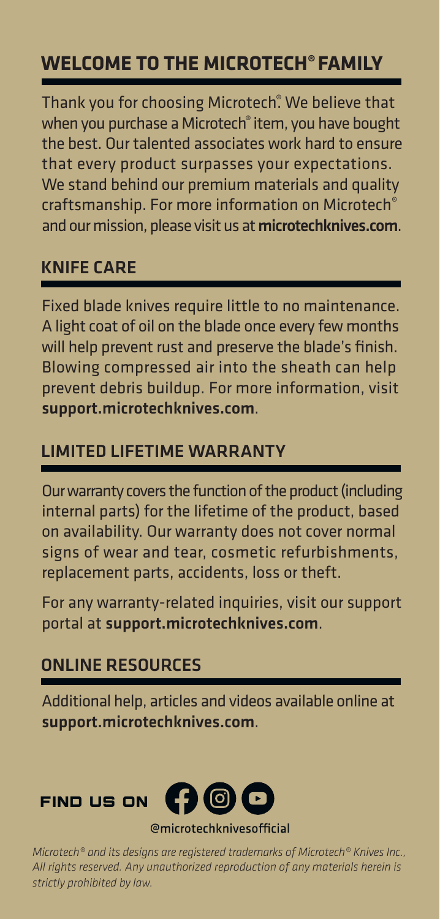## WELCOME TO THE MICROTECH® FAMILY

Thank you for choosing Microtech®. We believe that when you purchase a Microtech® item, you have bought the best. Our talented associates work hard to ensure that every product surpasses your expectations. We stand behind our premium materials and quality craftsmanship. For more information on Microtech® and our mission, please visit us at **microtechknives.com**.

## KNIFE CARE

Fixed blade knives require little to no maintenance. A light coat of oil on the blade once every few months will help prevent rust and preserve the blade's finish. Blowing compressed air into the sheath can help prevent debris buildup. For more information, visit **support.microtechknives.com**.

## LIMITED LIFETIME WARRANTY

Our warranty covers the function of the product (including internal parts) for the lifetime of the product, based on availability. Our warranty does not cover normal signs of wear and tear, cosmetic refurbishments, replacement parts, accidents, loss or theft.

For any warranty-related inquiries, visit our support portal at **support.microtechknives.com**.

## ONLINE RESOURCES

Additional help, articles and videos available online at **support.microtechknives.com**.

**FIND US ON**

@microtechknivesofficial

*Microtech® and its designs are registered trademarks of Microtech® Knives Inc., All rights reserved. Any unauthorized reproduction of any materials herein is strictly prohibited by law.*